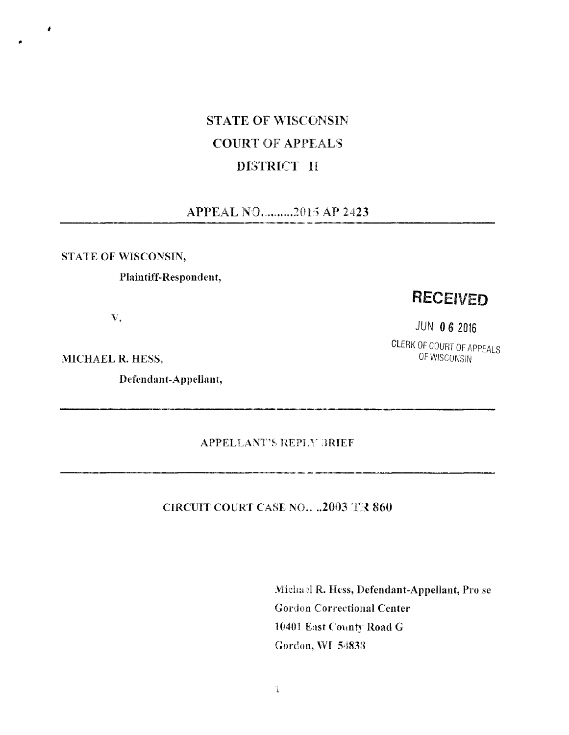# STATE OF WISCONSIN
# COURT OF APPEALS
# DISTRICT II

**APPEAL NO..........2015 AP 2423**

---

**STATE OF WISCONSIN,**

**Plaintiff-Respondent,**

**V.**

**MICHAEL R. HESS,**

**Defendant-Appellant,**

**RECEIVED**

JUN 06 2016

CLERK OF COURT OF APPEALS OF WISCONSIN

---

**APPELLANT'S REPLY BRIEF**

---

**CIRCUIT COURT CASE NO.. ..2003 TR 860**

**Michael R. Hess, Defendant-Appellant, Pro se**
**Gordon Correctional Center**
**10401 East County Road G**
**Gordon, WI 54838**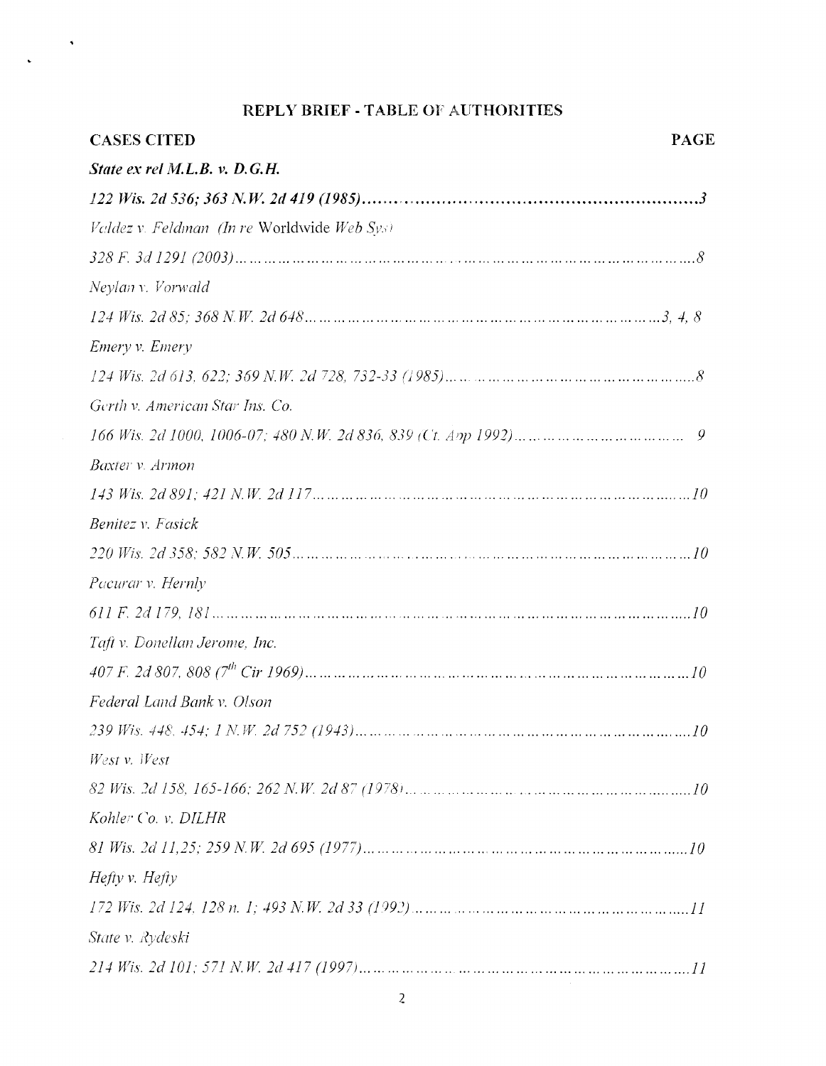## REPLY BRIEF - TABLE OF AUTHORITIES

**CASES CITED** **PAGE**

***State ex rel M.L.B. v. D.G.H.***

***122 Wis. 2d 536; 363 N.W. 2d 419 (1985)......................................................................3***

*Valdez v. Feldman (In re* Worldwide *Web Sys)*

*328 F. 3d 1291 (2003).......................................................................................................8*

*Neylan v. Vorwald*

*124 Wis. 2d 85; 368 N.W. 2d 648....................................................................................3, 4, 8*

*Emery v. Emery*

*124 Wis. 2d 613, 622; 369 N.W. 2d 728, 732-33 (1985).......................................................8*

*Gerth v. American Star Ins. Co.*

*166 Wis. 2d 1000, 1006-07; 480 N.W. 2d 836, 839 (Ct. App 1992).................................... 9*

*Baxter v. Armon*

*143 Wis. 2d 891; 421 N.W. 2d 117......................................................................................10*

*Benitez v. Fasick*

*220 Wis. 2d 358; 582 N.W. 505.........................................................................................10*

*Pacurar v. Hernly*

*611 F. 2d 179, 181...............................................................................................................10*

*Taft v. Donellan Jerome, Inc.*

*407 F. 2d 807, 808 (7th Cir 1969)........................................................................................10*

*Federal Land Bank v. Olson*

*239 Wis. 448, 454; 1 N.W. 2d 752 (1943)...........................................................................10*

*West v. West*

*82 Wis. 2d 158, 165-166; 262 N.W. 2d 87 (1978)...............................................................10*

*Kohler Co. v. DILHR*

*81 Wis. 2d 11,25; 259 N.W. 2d 695 (1977)........................................................................10*

*Hefty v. Hefty*

*172 Wis. 2d 124, 128 n. 1; 493 N.W. 2d 33 (1992)..............................................................11*

*State v. Rydeski*

*214 Wis. 2d 101; 571 N.W. 2d 417 (1997)..........................................................................11*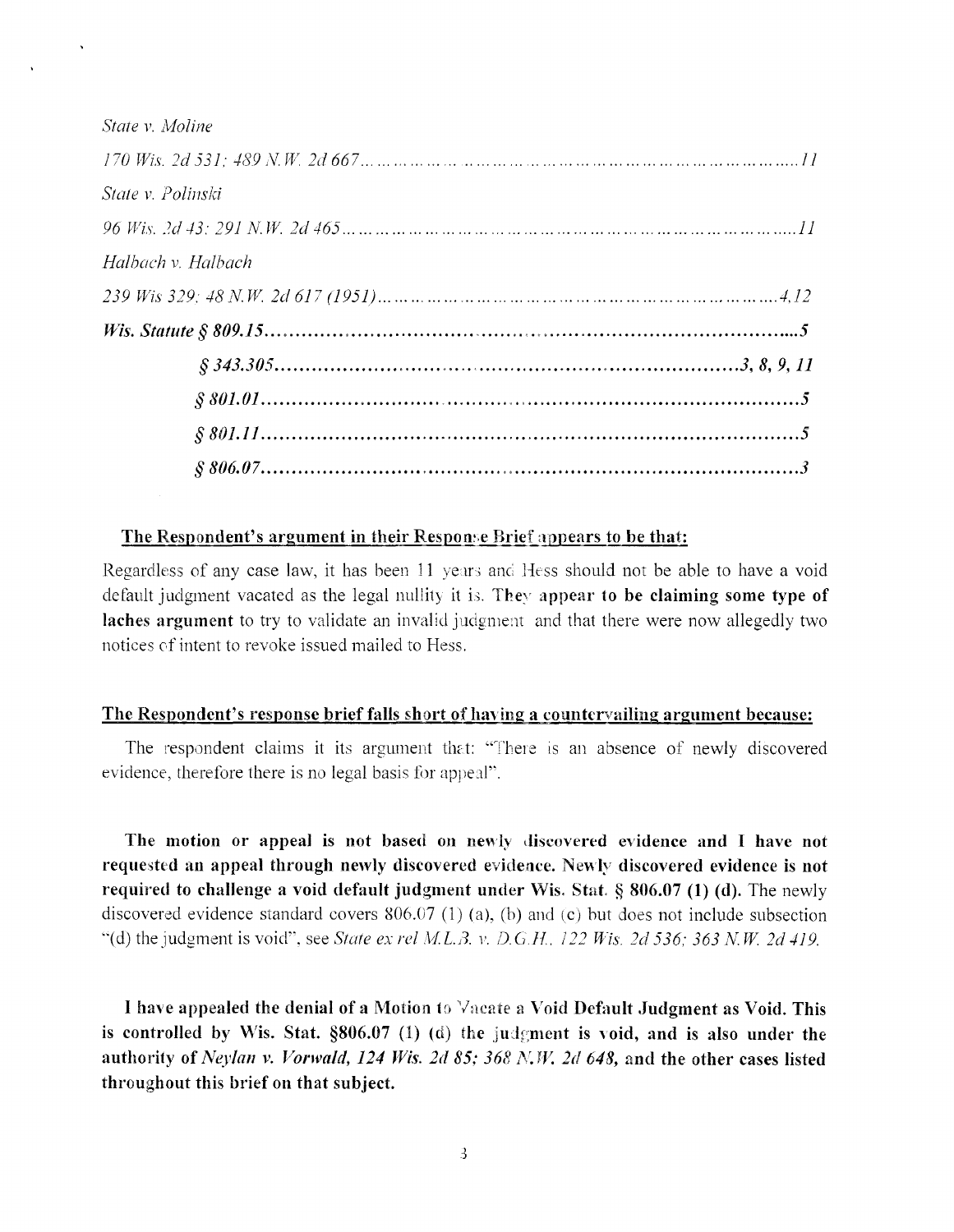*State v. Moline*

*170 Wis. 2d 531; 489 N.W. 2d 667*......................................................................................*11*

*State v. Polinski*

*96 Wis. 2d 43; 291 N.W. 2d 465*........................................................................................*11*

*Halbach v. Halbach*

*239 Wis 329; 48 N.W. 2d 617 (1951)*...............................................................................*4,12*

***Wis. Statute § 809.15*****...................................................................................................5**

***§ 343.305*****.............................................................................................3, 8, 9, 11**

***§ 801.01*****.........................................................................................................5**

***§ 801.11*****.........................................................................................................5**

***§ 806.07*****.........................................................................................................3**

**The Respondent's argument in their Response Brief appears to be that:**

Regardless of any case law, it has been 11 years and Hess should not be able to have a void default judgment vacated as the legal nullity it is. **They appear to be claiming some type of laches argument** to try to validate an invalid judgment and that there were now allegedly two notices of intent to revoke issued mailed to Hess.

**The Respondent's response brief falls short of having a countervailing argument because:**

The respondent claims it its argument that: "There is an absence of newly discovered evidence, therefore there is no legal basis for appeal".

**The motion or appeal is not based on newly discovered evidence and I have not requested an appeal through newly discovered evidence. Newly discovered evidence is not required to challenge a void default judgment under Wis. Stat. § 806.07 (1) (d).** The newly discovered evidence standard covers 806.07 (1) (a), (b) and (c) but does not include subsection "(d) the judgment is void", see *State ex rel M.L.B. v. D.G.H., 122 Wis. 2d 536; 363 N.W. 2d 419.*

**I have appealed the denial of a Motion to Vacate a Void Default Judgment as Void. This is controlled by Wis. Stat. §806.07 (1) (d) the judgment is void, and is also under the authority of *Neylan v. Vorwald, 124 Wis. 2d 85; 368 N.W. 2d 648,* and the other cases listed throughout this brief on that subject.**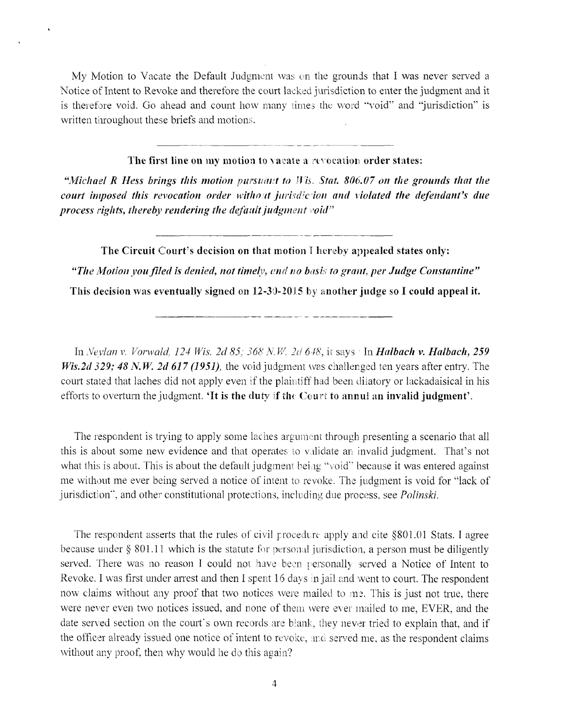My Motion to Vacate the Default Judgment was on the grounds that I was never served a Notice of Intent to Revoke and therefore the court lacked jurisdiction to enter the judgment and it is therefore void. Go ahead and count how many times the word "void" and "jurisdiction" is written throughout these briefs and motions.

---

**The first line on my motion to vacate a revocation order states:**

***"Michael R Hess brings this motion pursuant to Wis. Stat. 806.07 on the grounds that the court imposed this revocation order without jurisdiction and violated the defendant's due process rights, thereby rendering the default judgment void"***

---

**The Circuit Court's decision on that motion I hereby appealed states only:**

***"The Motion you filed is denied, not timely, and no basis to grant, per Judge Constantine"***

**This decision was eventually signed on 12-30-2015 by another judge so I could appeal it.**

---

In *Neylan v. Vorwald, 124 Wis. 2d 85; 368 N.W. 2d 648*, it says : In ***Halbach v. Halbach, 259 Wis.2d 329; 48 N.W. 2d 617 (1951)***, the void judgment was challenged ten years after entry. The court stated that laches did not apply even if the plaintiff had been dilatory or lackadaisical in his efforts to overturn the judgment. **'It is the duty if the Court to annul an invalid judgment'**.

The respondent is trying to apply some laches argument through presenting a scenario that all this is about some new evidence and that operates to validate an invalid judgment. That's not what this is about. This is about the default judgment being "void" because it was entered against me without me ever being served a notice of intent to revoke. The judgment is void for "lack of jurisdiction", and other constitutional protections, including due process, see *Polinski*.

The respondent asserts that the rules of civil procedure apply and cite §801.01 Stats. I agree because under § 801.11 which is the statute for personal jurisdiction, a person must be diligently served. There was no reason I could not have been personally served a Notice of Intent to Revoke. I was first under arrest and then I spent 16 days in jail and went to court. The respondent now claims without any proof that two notices were mailed to me. This is just not true, there were never even two notices issued, and none of them were ever mailed to me, EVER, and the date served section on the court's own records are blank, they never tried to explain that, and if the officer already issued one notice of intent to revoke, and served me, as the respondent claims without any proof, then why would he do this again?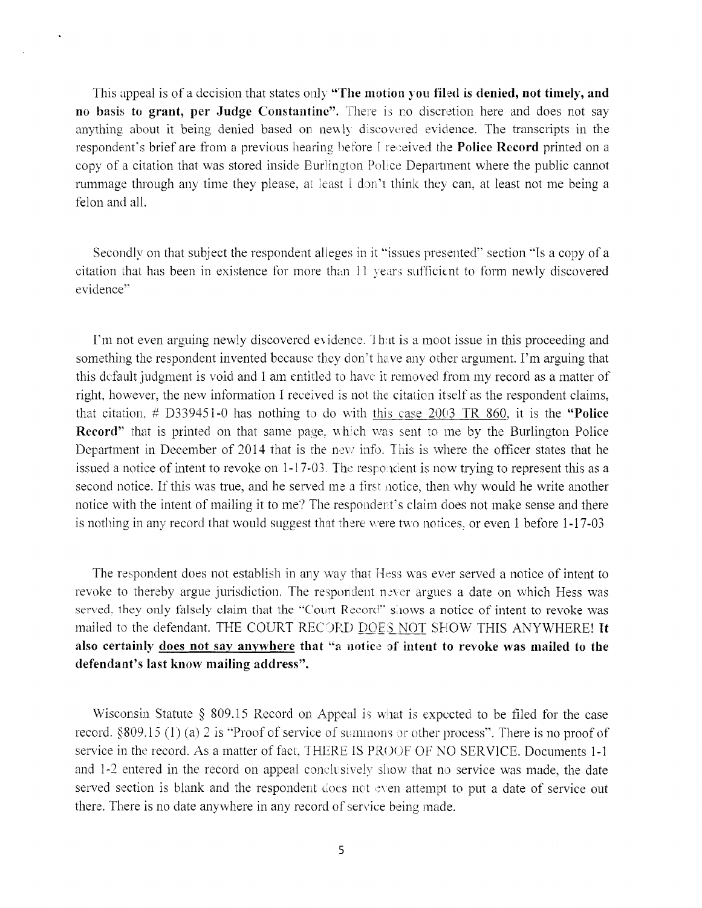This appeal is of a decision that states only **"The motion you filed is denied, not timely, and no basis to grant, per Judge Constantine"**. There is no discretion here and does not say anything about it being denied based on newly discovered evidence. The transcripts in the respondent's brief are from a previous hearing before I received the **Police Record** printed on a copy of a citation that was stored inside Burlington Police Department where the public cannot rummage through any time they please, at least I don't think they can, at least not me being a felon and all.

Secondly on that subject the respondent alleges in it "issues presented" section "Is a copy of a citation that has been in existence for more than 11 years sufficient to form newly discovered evidence"

I'm not even arguing newly discovered evidence. That is a moot issue in this proceeding and something the respondent invented because they don't have any other argument. I'm arguing that this default judgment is void and I am entitled to have it removed from my record as a matter of right, however, the new information I received is not the citation itself as the respondent claims, that citation, # D339451-0 has nothing to do with <u>this case 2003 TR 860</u>, it is the **"Police Record"** that is printed on that same page, which was sent to me by the Burlington Police Department in December of 2014 that is the new info. This is where the officer states that he issued a notice of intent to revoke on 1-17-03. The respondent is now trying to represent this as a second notice. If this was true, and he served me a first notice, then why would he write another notice with the intent of mailing it to me? The respondent's claim does not make sense and there is nothing in any record that would suggest that there were two notices, or even 1 before 1-17-03

The respondent does not establish in any way that Hess was ever served a notice of intent to revoke to thereby argue jurisdiction. The respondent never argues a date on which Hess was served, they only falsely claim that the "Court Record" shows a notice of intent to revoke was mailed to the defendant. THE COURT RECORD <u>DOES NOT</u> SHOW THIS ANYWHERE! **It also certainly <u>does not say anywhere</u> that "a notice of intent to revoke was mailed to the defendant's last know mailing address".**

Wisconsin Statute § 809.15 Record on Appeal is what is expected to be filed for the case record. §809.15 (1) (a) 2 is "Proof of service of summons or other process". There is no proof of service in the record. As a matter of fact, THERE IS PROOF OF NO SERVICE. Documents 1-1 and 1-2 entered in the record on appeal conclusively show that no service was made, the date served section is blank and the respondent does not even attempt to put a date of service out there. There is no date anywhere in any record of service being made.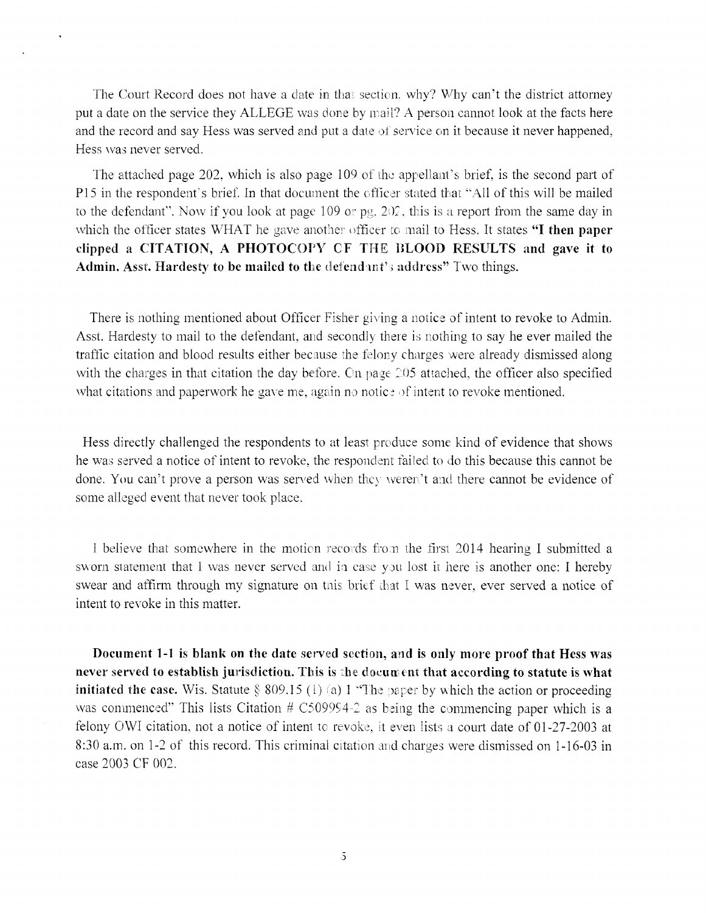The Court Record does not have a date in that section. why? Why can't the district attorney put a date on the service they ALLEGE was done by mail? A person cannot look at the facts here and the record and say Hess was served and put a date of service on it because it never happened, Hess was never served.

The attached page 202, which is also page 109 of the appellant's brief, is the second part of P15 in the respondent's brief. In that document the officer stated that "All of this will be mailed to the defendant". Now if you look at page 109 or pg. 202, this is a report from the same day in which the officer states WHAT he gave another officer to mail to Hess. It states **"I then paper clipped a CITATION, A PHOTOCOPY OF THE BLOOD RESULTS and gave it to Admin. Asst. Hardesty to be mailed to the defendant's address"** Two things.

There is nothing mentioned about Officer Fisher giving a notice of intent to revoke to Admin. Asst. Hardesty to mail to the defendant, and secondly there is nothing to say he ever mailed the traffic citation and blood results either because the felony charges were already dismissed along with the charges in that citation the day before. On page 205 attached, the officer also specified what citations and paperwork he gave me, again no notice of intent to revoke mentioned.

Hess directly challenged the respondents to at least produce some kind of evidence that shows he was served a notice of intent to revoke, the respondent failed to do this because this cannot be done. You can't prove a person was served when they weren't and there cannot be evidence of some alleged event that never took place.

I believe that somewhere in the motion records from the first 2014 hearing I submitted a sworn statement that I was never served and in case you lost it here is another one: I hereby swear and affirm through my signature on this brief that I was never, ever served a notice of intent to revoke in this matter.

**Document 1-1 is blank on the date served section, and is only more proof that Hess was never served to establish jurisdiction. This is the document that according to statute is what initiated the case.** Wis. Statute § 809.15 (1) (a) 1 "The paper by which the action or proceeding was commenced" This lists Citation # C509994-2 as being the commencing paper which is a felony OWI citation, not a notice of intent to revoke, it even lists a court date of 01-27-2003 at 8:30 a.m. on 1-2 of this record. This criminal citation and charges were dismissed on 1-16-03 in case 2003 CF 002.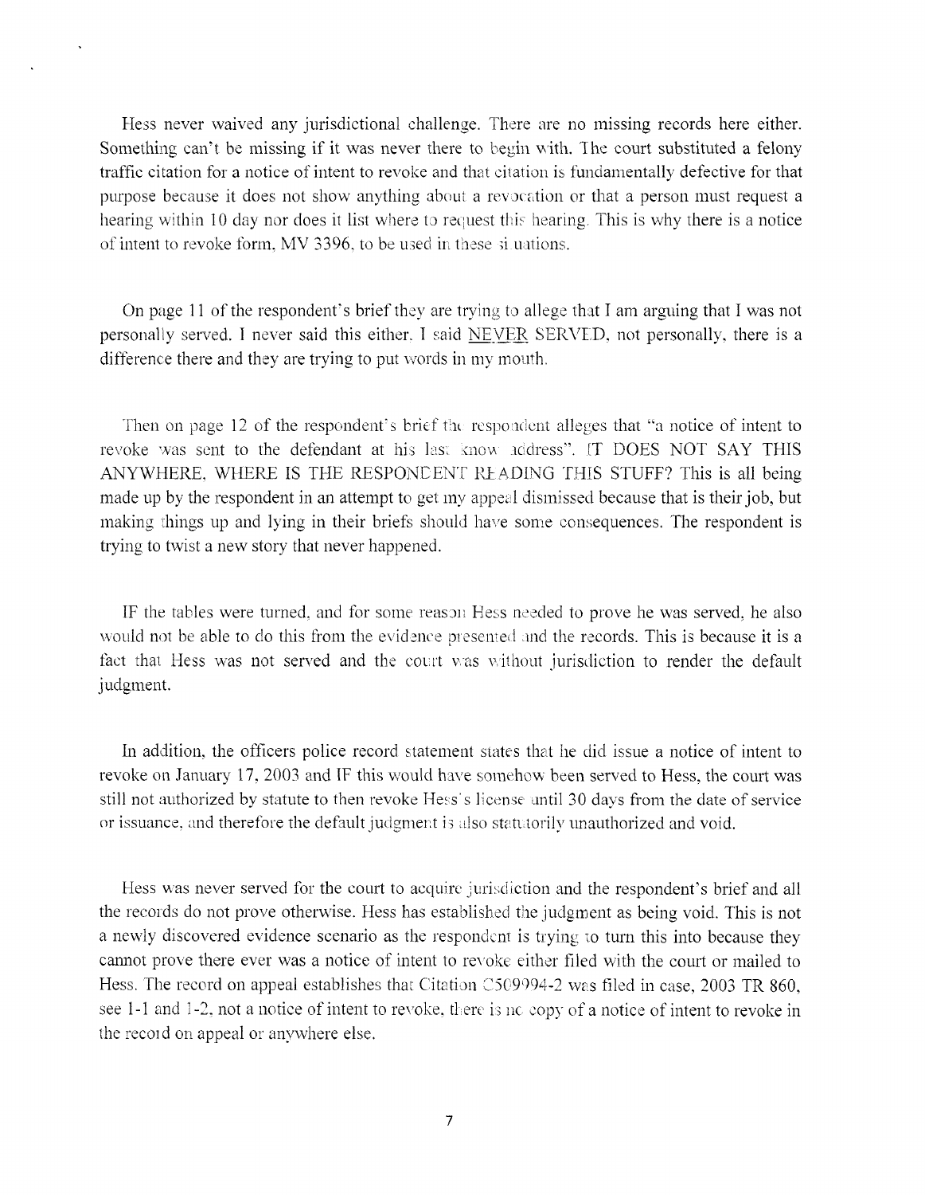Hess never waived any jurisdictional challenge. There are no missing records here either. Something can't be missing if it was never there to begin with. The court substituted a felony traffic citation for a notice of intent to revoke and that citation is fundamentally defective for that purpose because it does not show anything about a revocation or that a person must request a hearing within 10 day nor does it list where to request this hearing. This is why there is a notice of intent to revoke form, MV 3396, to be used in these situations.

On page 11 of the respondent's brief they are trying to allege that I am arguing that I was not personally served. I never said this either. I said NEVER SERVED, not personally, there is a difference there and they are trying to put words in my mouth.

Then on page 12 of the respondent's brief the respondent alleges that "a notice of intent to revoke was sent to the defendant at his last know address". IT DOES NOT SAY THIS ANYWHERE, WHERE IS THE RESPONDENT READING THIS STUFF? This is all being made up by the respondent in an attempt to get my appeal dismissed because that is their job, but making things up and lying in their briefs should have some consequences. The respondent is trying to twist a new story that never happened.

IF the tables were turned, and for some reason Hess needed to prove he was served, he also would not be able to do this from the evidence presented and the records. This is because it is a fact that Hess was not served and the court was without jurisdiction to render the default judgment.

In addition, the officers police record statement states that he did issue a notice of intent to revoke on January 17, 2003 and IF this would have somehow been served to Hess, the court was still not authorized by statute to then revoke Hess's license until 30 days from the date of service or issuance, and therefore the default judgment is also statutorily unauthorized and void.

Hess was never served for the court to acquire jurisdiction and the respondent's brief and all the records do not prove otherwise. Hess has established the judgment as being void. This is not a newly discovered evidence scenario as the respondent is trying to turn this into because they cannot prove there ever was a notice of intent to revoke either filed with the court or mailed to Hess. The record on appeal establishes that Citation C509994-2 was filed in case, 2003 TR 860, see 1-1 and 1-2, not a notice of intent to revoke, there is no copy of a notice of intent to revoke in the record on appeal or anywhere else.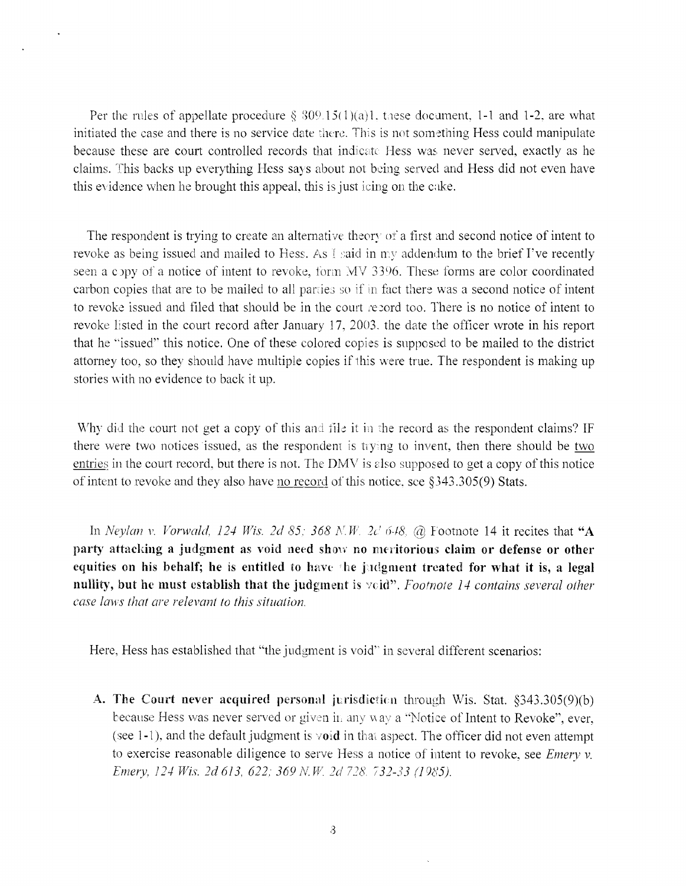Per the rules of appellate procedure § 809.15(1)(a)1, these document, 1-1 and 1-2, are what initiated the case and there is no service date there. This is not something Hess could manipulate because these are court controlled records that indicate Hess was never served, exactly as he claims. This backs up everything Hess says about not being served and Hess did not even have this evidence when he brought this appeal, this is just icing on the cake.

The respondent is trying to create an alternative theory of a first and second notice of intent to revoke as being issued and mailed to Hess. As I said in my addendum to the brief I've recently seen a copy of a notice of intent to revoke, form MV 3396. These forms are color coordinated carbon copies that are to be mailed to all parties so if in fact there was a second notice of intent to revoke issued and filed that should be in the court record too. There is no notice of intent to revoke listed in the court record after January 17, 2003, the date the officer wrote in his report that he "issued" this notice. One of these colored copies is supposed to be mailed to the district attorney too, so they should have multiple copies if this were true. The respondent is making up stories with no evidence to back it up.

Why did the court not get a copy of this and file it in the record as the respondent claims? IF there were two notices issued, as the respondent is trying to invent, then there should be <u>two entries</u> in the court record, but there is not. The DMV is also supposed to get a copy of this notice of intent to revoke and they also have <u>no record</u> of this notice, see §343.305(9) Stats.

In *Neylan v. Vorwald, 124 Wis. 2d 85; 368 N.W. 2d 648,* @ Footnote 14 it recites that **"A party attacking a judgment as void need show no meritorious claim or defense or other equities on his behalf; he is entitled to have the judgment treated for what it is, a legal nullity, but he must establish that the judgment is void".** *Footnote 14 contains several other case laws that are relevant to this situation.*

Here, Hess has established that "the judgment is void" in several different scenarios:

A. **The Court never acquired personal jurisdiction through Wis. Stat. §343.305(9)(b)** because Hess was never served or given in any way a "Notice of Intent to Revoke", ever, (see 1-1), and the default judgment is **void** in that aspect. The officer did not even attempt to exercise reasonable diligence to serve Hess a notice of intent to revoke, see *Emery v. Emery, 124 Wis. 2d 613, 622; 369 N.W. 2d 728, 732-33 (1985).*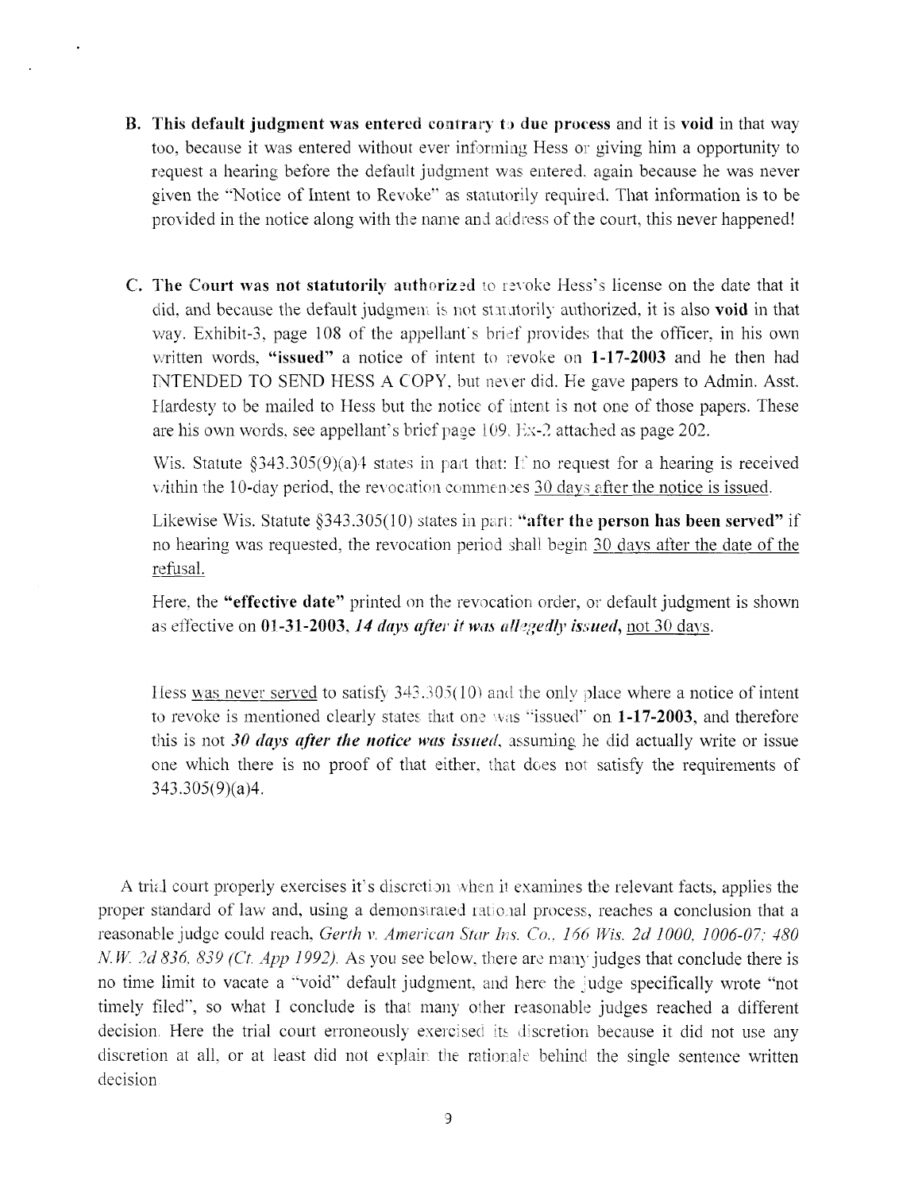**B. This default judgment was entered contrary to due process** and it is **void** in that way too, because it was entered without ever informing Hess or giving him a opportunity to request a hearing before the default judgment was entered. again because he was never given the "Notice of Intent to Revoke" as statutorily required. That information is to be provided in the notice along with the name and address of the court, this never happened!

**C. The Court was not statutorily authorized** to revoke Hess's license on the date that it did, and because the default judgment is not statutorily authorized, it is also **void** in that way. Exhibit-3, page 108 of the appellant's brief provides that the officer, in his own written words, **"issued"** a notice of intent to revoke on **1-17-2003** and he then had INTENDED TO SEND HESS A COPY, but never did. He gave papers to Admin. Asst. Hardesty to be mailed to Hess but the notice of intent is not one of those papers. These are his own words, see appellant's brief page 109, Ex-2 attached as page 202.

Wis. Statute §343.305(9)(a)4 states in part that: If no request for a hearing is received within the 10-day period, the revocation commences 30 days after the notice is issued.

Likewise Wis. Statute §343.305(10) states in part: **"after the person has been served"** if no hearing was requested, the revocation period shall begin 30 days after the date of the refusal.

Here, the **"effective date"** printed on the revocation order, or default judgment is shown as effective on **01-31-2003**, ***14 days after it was allegedly issued***, not 30 days.

Hess was never served to satisfy 343.305(10) and the only place where a notice of intent to revoke is mentioned clearly states that one was "issued" on **1-17-2003**, and therefore this is not ***30 days after the notice was issued***, assuming he did actually write or issue one which there is no proof of that either, that does not satisfy the requirements of 343.305(9)(a)4.

A trial court properly exercises it's discretion when it examines the relevant facts, applies the proper standard of law and, using a demonstrated rational process, reaches a conclusion that a reasonable judge could reach, *Gerth v. American Star Ins. Co., 166 Wis. 2d 1000, 1006-07; 480 N.W. 2d 836, 839 (Ct. App 1992)*. As you see below, there are many judges that conclude there is no time limit to vacate a "void" default judgment, and here the judge specifically wrote "not timely filed", so what I conclude is that many other reasonable judges reached a different decision. Here the trial court erroneously exercised its discretion because it did not use any discretion at all, or at least did not explain the rationale behind the single sentence written decision.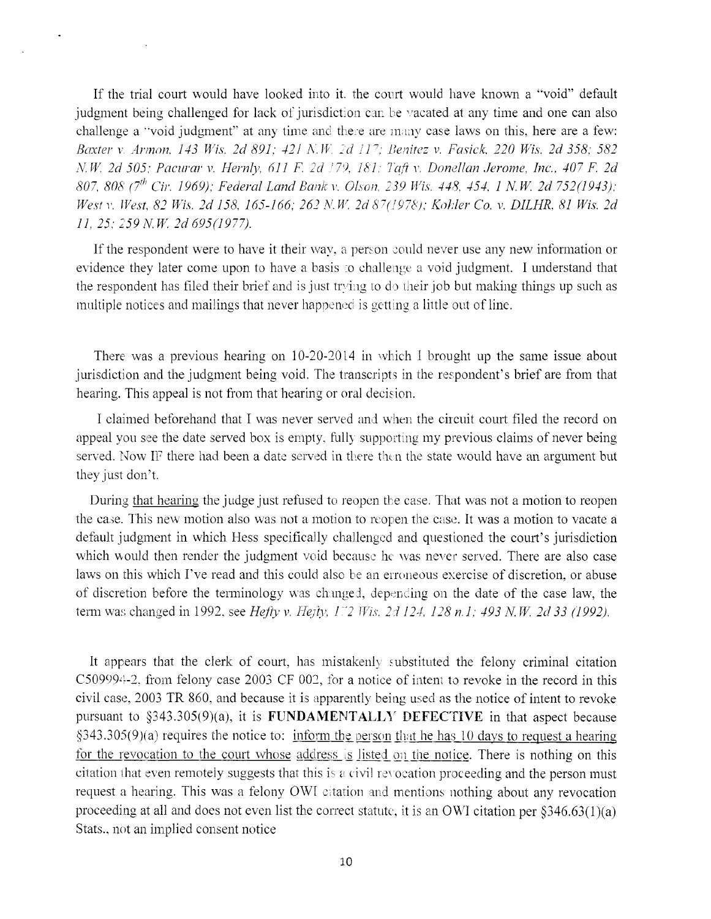If the trial court would have looked into it. the court would have known a "void" default judgment being challenged for lack of jurisdiction can be vacated at any time and one can also challenge a "void judgment" at any time and there are many case laws on this, here are a few: *Baxter v. Armon, 143 Wis. 2d 891; 421 N.W. 2d 117; Benitez v. Fasick, 220 Wis. 2d 358; 582 N.W. 2d 505; Pacurar v. Hernly, 611 F. 2d 179, 181; Taft v. Donellan Jerome, Inc., 407 F. 2d 807, 808 (7th Cir. 1969); Federal Land Bank v. Olson, 239 Wis. 448, 454, 1 N.W. 2d 752(1943); West v. West, 82 Wis. 2d 158, 165-166; 262 N.W. 2d 87(1978); Kohler Co. v. DILHR, 81 Wis. 2d 11, 25; 259 N.W. 2d 695(1977).*

If the respondent were to have it their way, a person could never use any new information or evidence they later come upon to have a basis to challenge a void judgment. I understand that the respondent has filed their brief and is just trying to do their job but making things up such as multiple notices and mailings that never happened is getting a little out of line.

There was a previous hearing on 10-20-2014 in which I brought up the same issue about jurisdiction and the judgment being void. The transcripts in the respondent's brief are from that hearing. This appeal is not from that hearing or oral decision.

I claimed beforehand that I was never served and when the circuit court filed the record on appeal you see the date served box is empty, fully supporting my previous claims of never being served. Now IF there had been a date served in there then the state would have an argument but they just don't.

During <u>that hearing</u> the judge just refused to reopen the case. That was not a motion to reopen the case. This new motion also was not a motion to reopen the case. It was a motion to vacate a default judgment in which Hess specifically challenged and questioned the court's jurisdiction which would then render the judgment void because he was never served. There are also case laws on this which I've read and this could also be an erroneous exercise of discretion, or abuse of discretion before the terminology was changed, depending on the date of the case law, the term was changed in 1992, see *Hefty v. Hefty, 172 Wis. 2d 124, 128 n.1; 493 N.W. 2d 33 (1992).*

It appears that the clerk of court, has mistakenly substituted the felony criminal citation C509994-2, from felony case 2003 CF 002, for a notice of intent to revoke in the record in this civil case, 2003 TR 860, and because it is apparently being used as the notice of intent to revoke pursuant to §343.305(9)(a), it is **FUNDAMENTALLY DEFECTIVE** in that aspect because §343.305(9)(a) requires the notice to: <u>inform the person that he has 10 days to request a hearing for the revocation to the court whose address is listed on the notice</u>. There is nothing on this citation that even remotely suggests that this is a civil revocation proceeding and the person must request a hearing. This was a felony OWI citation and mentions nothing about any revocation proceeding at all and does not even list the correct statute, it is an OWI citation per §346.63(1)(a) Stats., not an implied consent notice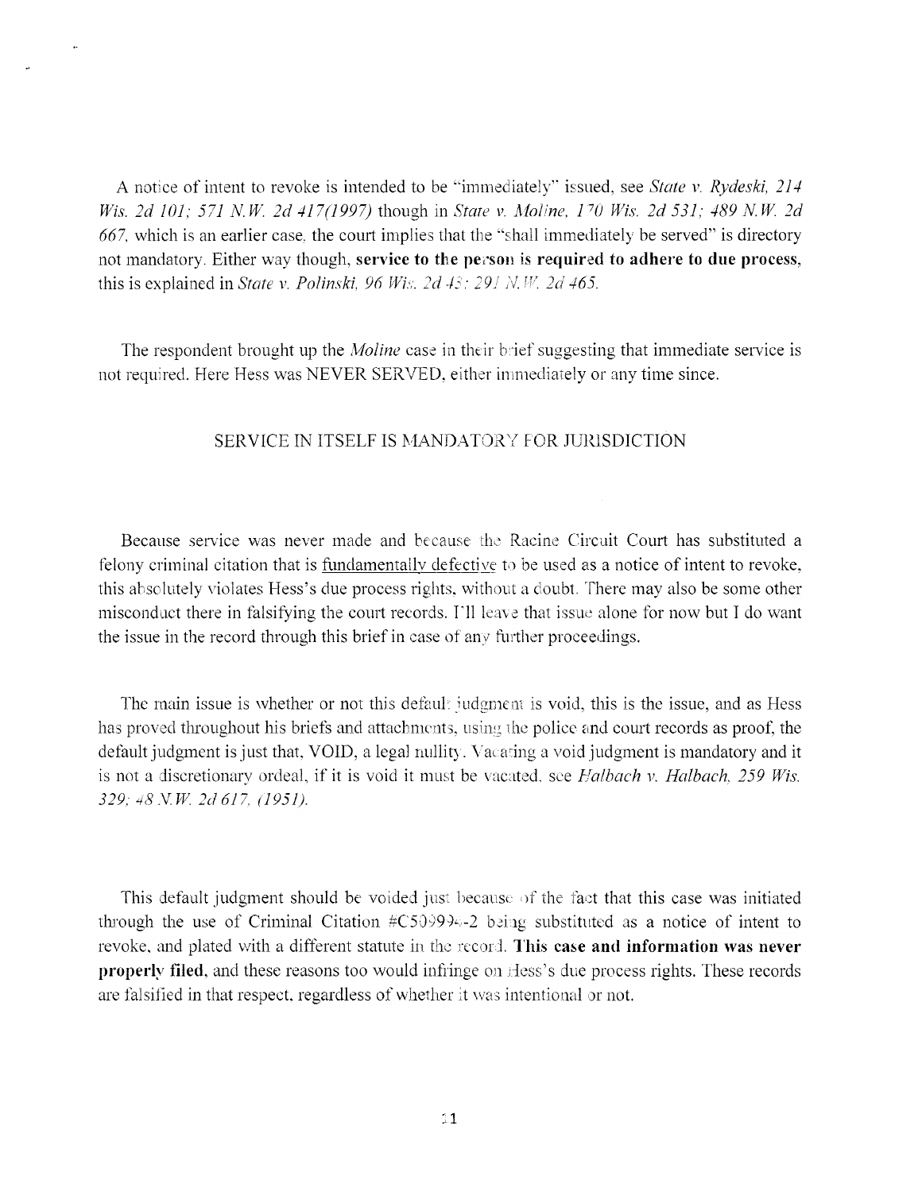A notice of intent to revoke is intended to be "immediately" issued, see *State v. Rydeski, 214 Wis. 2d 101; 571 N.W. 2d 417(1997)* though in *State v. Moline, 170 Wis. 2d 531; 489 N.W. 2d 667*, which is an earlier case, the court implies that the "shall immediately be served" is directory not mandatory. Either way though, **service to the person is required to adhere to due process**, this is explained in *State v. Polinski, 96 Wis. 2d 43; 291 N.W. 2d 465.*

The respondent brought up the *Moline* case in their brief suggesting that immediate service is not required. Here Hess was NEVER SERVED, either immediately or any time since.

SERVICE IN ITSELF IS MANDATORY FOR JURISDICTION

Because service was never made and because the Racine Circuit Court has substituted a felony criminal citation that is <u>fundamentally defective</u> to be used as a notice of intent to revoke, this absolutely violates Hess's due process rights, without a doubt. There may also be some other misconduct there in falsifying the court records. I'll leave that issue alone for now but I do want the issue in the record through this brief in case of any further proceedings.

The main issue is whether or not this default judgment is void, this is the issue, and as Hess has proved throughout his briefs and attachments, using the police and court records as proof, the default judgment is just that, VOID, a legal nullity. Vacating a void judgment is mandatory and it is not a discretionary ordeal, if it is void it must be vacated, see *Halbach v. Halbach, 259 Wis. 329; 48 N.W. 2d 617, (1951).*

This default judgment should be voided just because of the fact that this case was initiated through the use of Criminal Citation #C509946-2 being substituted as a notice of intent to revoke, and plated with a different statute in the record. **This case and information was never properly filed**, and these reasons too would infringe on Hess's due process rights. These records are falsified in that respect, regardless of whether it was intentional or not.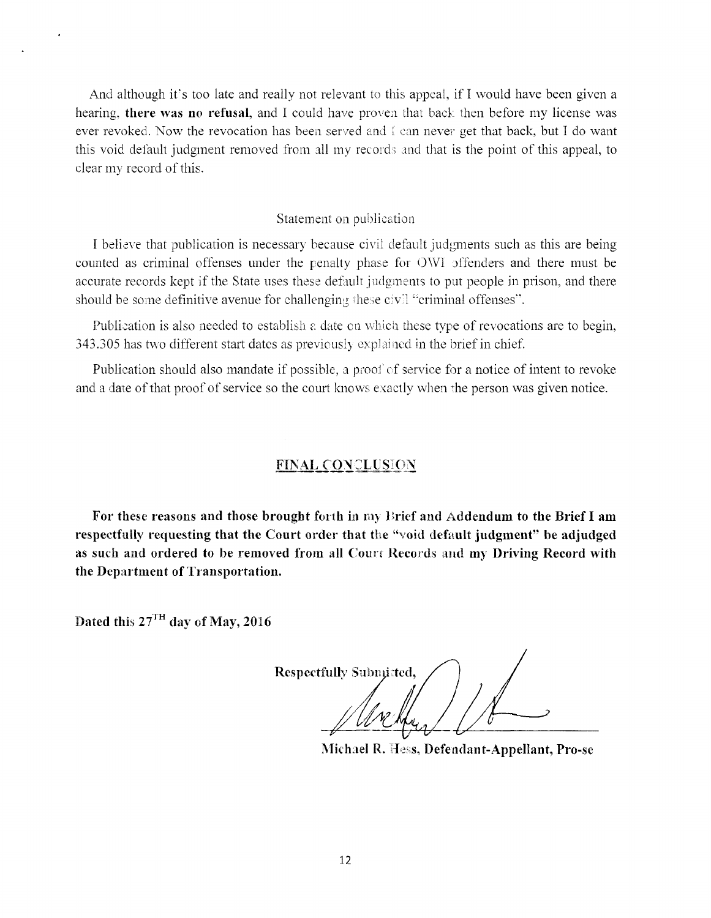And although it's too late and really not relevant to this appeal, if I would have been given a hearing, **there was no refusal**, and I could have proven that back then before my license was ever revoked. Now the revocation has been served and I can never get that back, but I do want this void default judgment removed from all my records and that is the point of this appeal, to clear my record of this.

Statement on publication

I believe that publication is necessary because civil default judgments such as this are being counted as criminal offenses under the penalty phase for OWI offenders and there must be accurate records kept if the State uses these default judgments to put people in prison, and there should be some definitive avenue for challenging these civil "criminal offenses".

Publication is also needed to establish a date on which these type of revocations are to begin, 343.305 has two different start dates as previously explained in the brief in chief.

Publication should also mandate if possible, a proof of service for a notice of intent to revoke and a date of that proof of service so the court knows exactly when the person was given notice.

## FINAL CONCLUSION

**For these reasons and those brought forth in my Brief and Addendum to the Brief I am respectfully requesting that the Court order that the "void default judgment" be adjudged as such and ordered to be removed from all Court Records and my Driving Record with the Department of Transportation.**

**Dated this 27TH day of May, 2016**

**Respectfully Submitted,**

**Michael R. Hess, Defendant-Appellant, Pro-se**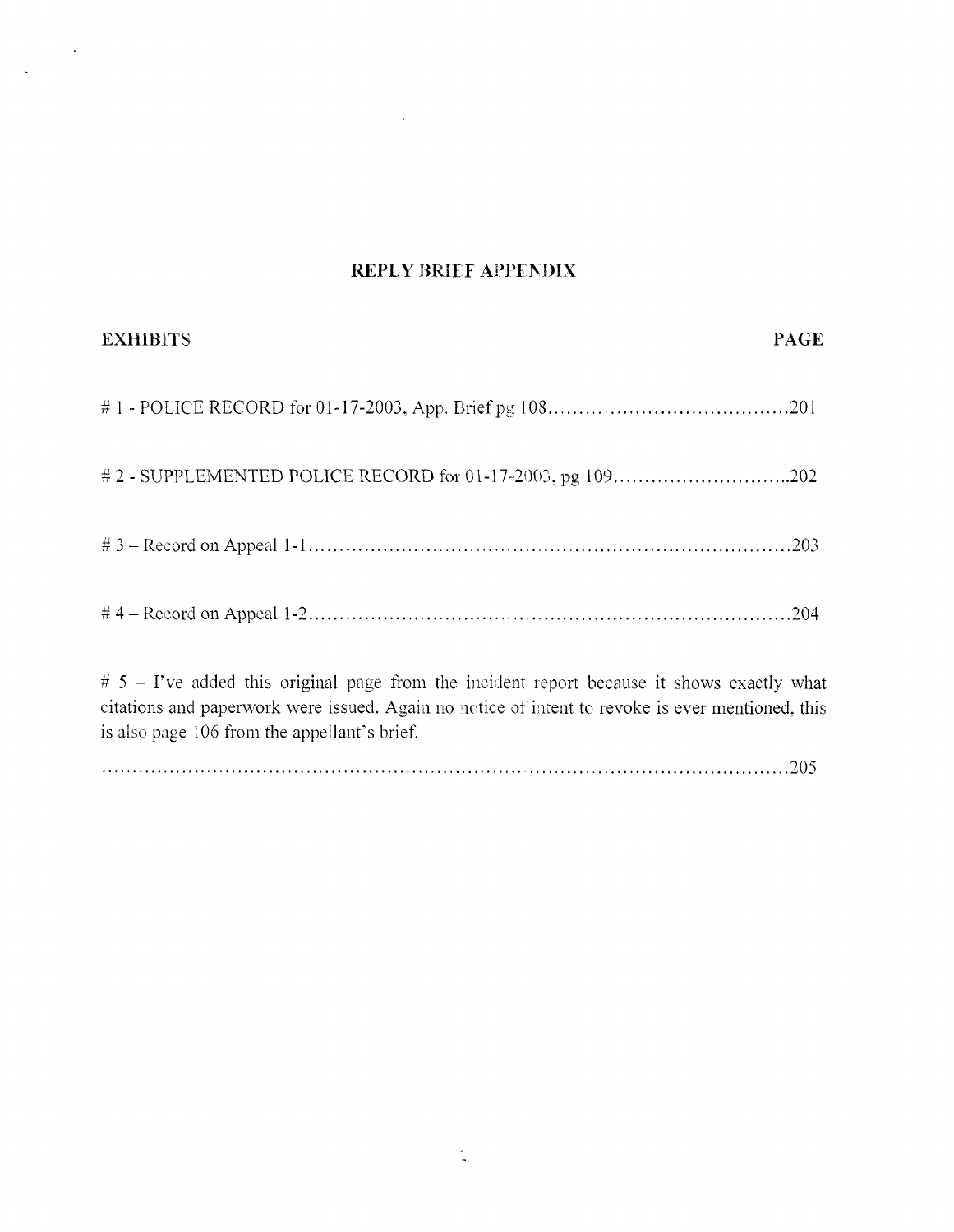## REPLY BRIEF APPENDIX

| EXHIBITS | PAGE |
|---|---|
| # 1 - POLICE RECORD for 01-17-2003, App. Brief pg 108 | 201 |
| # 2 - SUPPLEMENTED POLICE RECORD for 01-17-2003, pg 109 | 202 |
| # 3 – Record on Appeal 1-1 | 203 |
| # 4 – Record on Appeal 1-2 | 204 |
| # 5 – I've added this original page from the incident report because it shows exactly what citations and paperwork were issued. Again no notice of intent to revoke is ever mentioned, this is also page 106 from the appellant's brief. | 205 |